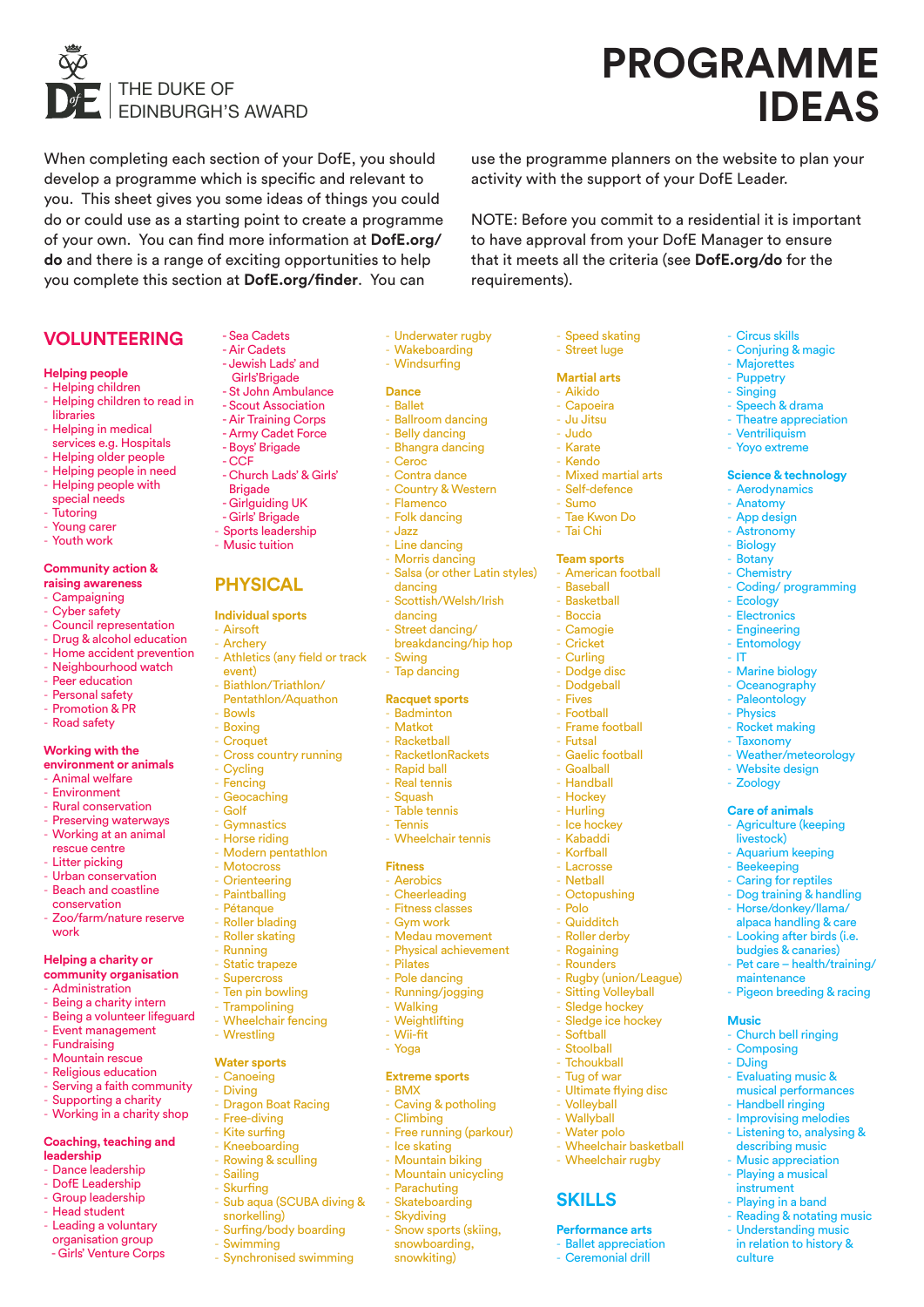THE DUKE OF EDINBURGH'S AWARD

# PROGRAMME IDEAS

When completing each section of your DofE, you should develop a programme which is specific and relevant to you. This sheet gives you some ideas of things you could do or could use as a starting point to create a programme of your own. You can find more information at **DofE.org/do** and there is a range of exciting opportunities to help you complete this section at **DofE.org/finder**. You can use the programme planners on the website to plan your activity with the support of your DofE Leader.

NOTE: Before you commit to a residential it is important to have approval from your DofE Manager to ensure that it meets all the criteria (see **DofE.org/do** for the requirements).

## VOLUNTEERING

### Helping people
- Helping children
- Helping children to read in libraries
- Helping in medical services e.g. Hospitals
- Helping older people
- Helping people in need
- Helping people with special needs
- Tutoring
- Young carer
- Youth work

### Community action & raising awareness
- Campaigning
- Cyber safety
- Council representation
- Drug & alcohol education
- Home accident prevention
- Neighbourhood watch
- Peer education
- Personal safety
- Promotion & PR
- Road safety

### Working with the environment or animals
- Animal welfare
- Environment
- Rural conservation
- Preserving waterways
- Working at an animal rescue centre
- Litter picking
- Urban conservation
- Beach and coastline conservation
- Zoo/farm/nature reserve work

### Helping a charity or community organisation
- Administration
- Being a charity intern
- Being a volunteer lifeguard
- Event management
- Fundraising
- Mountain rescue
- Religious education
- Serving a faith community
- Supporting a charity
- Working in a charity shop

### Coaching, teaching and leadership
- Dance leadership
- DofE Leadership
- Group leadership
- Head student
- Leading a voluntary organisation group
  - Girls' Venture Corps
  - Sea Cadets
  - Air Cadets
  - Jewish Lads' and Girls'Brigade
  - St John Ambulance
  - Scout Association
  - Air Training Corps
  - Army Cadet Force
  - Boys' Brigade
  - CCF
  - Church Lads' & Girls' Brigade
  - Girlguiding UK
  - Girls' Brigade
- Sports leadership
- Music tuition

## PHYSICAL

### Individual sports
- Airsoft
- Archery
- Athletics (any field or track event)
- Biathlon/Triathlon/Pentathlon/Aquathon
- Bowls
- Boxing
- Croquet
- Cross country running
- Cycling
- Fencing
- Geocaching
- Golf
- Gymnastics
- Horse riding
- Modern pentathlon
- Motocross
- Orienteering
- Paintballing
- Pétanque
- Roller blading
- Roller skating
- Running
- Static trapeze
- Supercross
- Ten pin bowling
- Trampolining
- Wheelchair fencing
- Wrestling

### Water sports
- Canoeing
- Diving
- Dragon Boat Racing
- Free-diving
- Kite surfing
- Kneeboarding
- Rowing & sculling
- Sailing
- Skurfing
- Sub aqua (SCUBA diving & snorkelling)
- Surfing/body boarding
- Swimming
- Synchronised swimming
- Underwater rugby
- Wakeboarding
- Windsurfing

### Dance
- Ballet
- Ballroom dancing
- Belly dancing
- Bhangra dancing
- Ceroc
- Contra dance
- Country & Western
- Flamenco
- Folk dancing
- Jazz
- Line dancing
- Morris dancing
- Salsa (or other Latin styles) dancing
- Scottish/Welsh/Irish dancing
- Street dancing/breakdancing/hip hop
- Swing
- Tap dancing

### Racquet sports
- Badminton
- Matkot
- Racketball
- RacketlonRackets
- Rapid ball
- Real tennis
- Squash
- Table tennis
- Tennis
- Wheelchair tennis

### Fitness
- Aerobics
- Cheerleading
- Fitness classes
- Gym work
- Medau movement
- Physical achievement
- Pilates
- Pole dancing
- Running/jogging
- Walking
- Weightlifting
- Wii-fit
- Yoga

### Extreme sports
- BMX
- Caving & potholing
- Climbing
- Free running (parkour)
- Ice skating
- Mountain biking
- Mountain unicycling
- Parachuting
- Skateboarding
- Skydiving
- Snow sports (skiing, snowboarding, snowkiting)
- Speed skating
- Street luge

### Martial arts
- Aikido
- Capoeira
- Ju Jitsu
- Judo
- Karate
- Kendo
- Mixed martial arts
- Self-defence
- Sumo
- Tae Kwon Do
- Tai Chi

### Team sports
- American football
- Baseball
- Basketball
- Boccia
- Camogie
- Cricket
- Curling
- Dodge disc
- Dodgeball
- Fives
- Football
- Frame football
- Futsal
- Gaelic football
- Goalball
- Handball
- Hockey
- Hurling
- Ice hockey
- Kabaddi
- Korfball
- Lacrosse
- Netball
- Octopushing
- Polo
- Quidditch
- Roller derby
- Rogaining
- Rounders
- Rugby (union/League)
- Sitting Volleyball
- Sledge hockey
- Sledge ice hockey
- Softball
- Stoolball
- Tchoukball
- Tug of war
- Ultimate flying disc
- Volleyball
- Wallyball
- Water polo
- Wheelchair basketball
- Wheelchair rugby

## SKILLS

### Performance arts
- Ballet appreciation
- Ceremonial drill
- Circus skills
- Conjuring & magic
- Majorettes
- Puppetry
- Singing
- Speech & drama
- Theatre appreciation
- Ventriliquism
- Yoyo extreme

### Science & technology
- Aerodynamics
- Anatomy
- App design
- Astronomy
- Biology
- Botany
- Chemistry
- Coding/ programming
- Ecology
- Electronics
- Engineering
- Entomology
- IT
- Marine biology
- Oceanography
- Paleontology
- Physics
- Rocket making
- Taxonomy
- Weather/meteorology
- Website design
- Zoology

### Care of animals
- Agriculture (keeping livestock)
- Aquarium keeping
- Beekeeping
- Caring for reptiles
- Dog training & handling
- Horse/donkey/llama/alpaca handling & care
- Looking after birds (i.e. budgies & canaries)
- Pet care – health/training/maintenance
- Pigeon breeding & racing

### Music
- Church bell ringing
- Composing
- DJing
- Evaluating music & musical performances
- Handbell ringing
- Improvising melodies
- Listening to, analysing & describing music
- Music appreciation
- Playing a musical instrument
- Playing in a band
- Reading & notating music
- Understanding music in relation to history & culture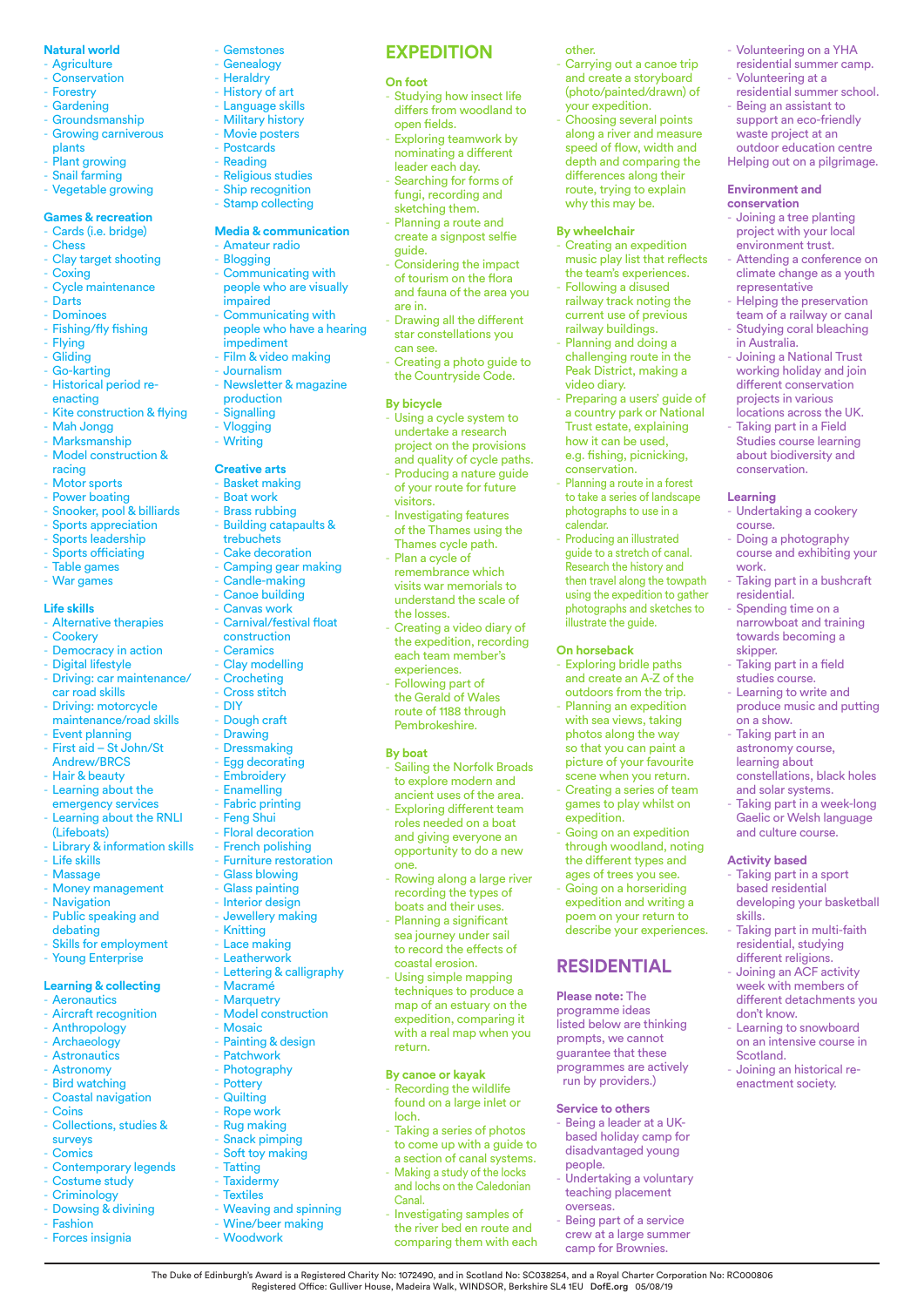### Natural world

- Agriculture
- Conservation
- Forestry
- Gardening
- Groundsmanship
- Growing carniverous plants
- Plant growing
- Snail farming
- Vegetable growing

### Games & recreation

- Cards (i.e. bridge)
- Chess
- Clay target shooting
- Coxing
- Cycle maintenance
- Darts
- Dominoes
- Fishing/fly fishing
- Flying
- Gliding
- Go-karting
- Historical period re-enacting
- Kite construction & flying
- Mah Jongg
- Marksmanship
- Model construction & racing
- Motor sports
- Power boating
- Snooker, pool & billiards
- Sports appreciation
- Sports leadership
- Sports officiating
- Table games
- War games

### Life skills

- Alternative therapies
- Cookery
- Democracy in action
- Digital lifestyle
- Driving: car maintenance/car road skills
- Driving: motorcycle maintenance/road skills
- Event planning
- First aid – St John/St Andrew/BRCS
- Hair & beauty
- Learning about the emergency services
- Learning about the RNLI (Lifeboats)
- Library & information skills
- Life skills
- Massage
- Money management
- Navigation
- Public speaking and debating
- Skills for employment
- Young Enterprise

### Learning & collecting

- Aeronautics
- Aircraft recognition
- Anthropology
- Archaeology
- Astronautics
- Astronomy
- Bird watching
- Coastal navigation
- Coins
- Collections, studies & surveys
- Comics
- Contemporary legends
- Costume study
- Criminology
- Dowsing & divining
- Fashion
- Forces insignia
- Gemstones
- Genealogy
- Heraldry
- History of art
- Language skills
- Military history
- Movie posters
- Postcards
- Reading
- Religious studies
- Ship recognition
- Stamp collecting

### Media & communication

- Amateur radio
- Blogging
- Communicating with people who are visually impaired
- Communicating with people who have a hearing impediment
- Film & video making
- Journalism
- Newsletter & magazine production
- Signalling
- Vlogging
- Writing

### Creative arts

- Basket making
- Boat work
- Brass rubbing
- Building catapaults & trebuchets
- Cake decoration
- Camping gear making
- Candle-making
- Canoe building
- Canvas work
- Carnival/festival float construction
- Ceramics
- Clay modelling
- Crocheting
- Cross stitch
- DIY
- Dough craft
- Drawing
- Dressmaking
- Egg decorating
- Embroidery
- Enamelling
- Fabric printing
- Feng Shui
- Floral decoration
- French polishing
- Furniture restoration
- Glass blowing
- Glass painting
- Interior design
- Jewellery making
- Knitting
- Lace making
- Leatherwork
- Lettering & calligraphy
- Macramé
- Marquetry
- Model construction
- Mosaic
- Painting & design
- Patchwork
- Photography
- Pottery
- Quilting
- Rope work
- Rug making
- Snack pimping
- Soft toy making
- Tatting
- Taxidermy
- Textiles
- Weaving and spinning
- Wine/beer making
- Woodwork

## EXPEDITION

### On foot

- Studying how insect life differs from woodland to open fields.
- Exploring teamwork by nominating a different leader each day.
- Searching for forms of fungi, recording and sketching them.
- Planning a route and create a signpost selfie guide.
- Considering the impact of tourism on the flora and fauna of the area you are in.
- Drawing all the different star constellations you can see.
- Creating a photo guide to the Countryside Code.

### By bicycle

- Using a cycle system to undertake a research project on the provisions and quality of cycle paths.
- Producing a nature guide of your route for future visitors.
- Investigating features of the Thames using the Thames cycle path.
- Plan a cycle of remembrance which visits war memorials to understand the scale of the losses.
- Creating a video diary of the expedition, recording each team member's experiences.
- Following part of the Gerald of Wales route of 1188 through Pembrokeshire.

### By boat

- Sailing the Norfolk Broads to explore modern and ancient uses of the area.
- Exploring different team roles needed on a boat and giving everyone an opportunity to do a new one.
- Rowing along a large river recording the types of boats and their uses.
- Planning a significant sea journey under sail to record the effects of coastal erosion.
- Using simple mapping techniques to produce a map of an estuary on the expedition, comparing it with a real map when you return.

### By canoe or kayak

- Recording the wildlife found on a large inlet or loch.
- Taking a series of photos to come up with a guide to a section of canal systems.
- Making a study of the locks and lochs on the Caledonian Canal.
- Investigating samples of the river bed en route and comparing them with each other.
- Carrying out a canoe trip and create a storyboard (photo/painted/drawn) of your expedition.
- Choosing several points along a river and measure speed of flow, width and depth and comparing the differences along their route, trying to explain why this may be.

### By wheelchair

- Creating an expedition music play list that reflects the team's experiences.
- Following a disused railway track noting the current use of previous railway buildings.
- Planning and doing a challenging route in the Peak District, making a video diary.
- Preparing a users' guide of a country park or National Trust estate, explaining how it can be used, e.g. fishing, picnicking, conservation.
- Planning a route in a forest to take a series of landscape photographs to use in a calendar.
- Producing an illustrated guide to a stretch of canal. Research the history and then travel along the towpath using the expedition to gather photographs and sketches to illustrate the guide.

### On horseback

- Exploring bridle paths and create an A-Z of the outdoors from the trip.
- Planning an expedition with sea views, taking photos along the way so that you can paint a picture of your favourite scene when you return.
- Creating a series of team games to play whilst on expedition.
- Going on an expedition through woodland, noting the different types and ages of trees you see.
- Going on a horseriding expedition and writing a poem on your return to describe your experiences.

## RESIDENTIAL

**Please note:** The programme ideas listed below are thinking prompts, we cannot guarantee that these programmes are actively run by providers.)

### Service to others

- Being a leader at a UK-based holiday camp for disadvantaged young people.
- Undertaking a voluntary teaching placement overseas.
- Being part of a service crew at a large summer camp for Brownies.
- Volunteering on a YHA residential summer camp.
- Volunteering at a residential summer school.
- Being an assistant to support an eco-friendly waste project at an outdoor education centre

Helping out on a pilgrimage.

### Environment and conservation

- Joining a tree planting project with your local environment trust.
- Attending a conference on climate change as a youth representative
- Helping the preservation team of a railway or canal
- Studying coral bleaching in Australia.
- Joining a National Trust working holiday and join different conservation projects in various locations across the UK.
- Taking part in a Field Studies course learning about biodiversity and conservation.

### Learning

- Undertaking a cookery course.
- Doing a photography course and exhibiting your work.
- Taking part in a bushcraft residential.
- Spending time on a narrowboat and training towards becoming a skipper.
- Taking part in a field studies course.
- Learning to write and produce music and putting on a show.
- Taking part in an astronomy course, learning about constellations, black holes and solar systems.
- Taking part in a week-long Gaelic or Welsh language and culture course.

### Activity based

- Taking part in a sport based residential developing your basketball skills.
- Taking part in multi-faith residential, studying different religions.
- Joining an ACF activity week with members of different detachments you don't know.
- Learning to snowboard on an intensive course in Scotland.
- Joining an historical re-enactment society.

The Duke of Edinburgh's Award is a Registered Charity No: 1072490, and in Scotland No: SC038254, and a Royal Charter Corporation No: RC000806
Registered Office: Gulliver House, Madeira Walk, WINDSOR, Berkshire SL4 1EU **DofE.org** 05/08/19